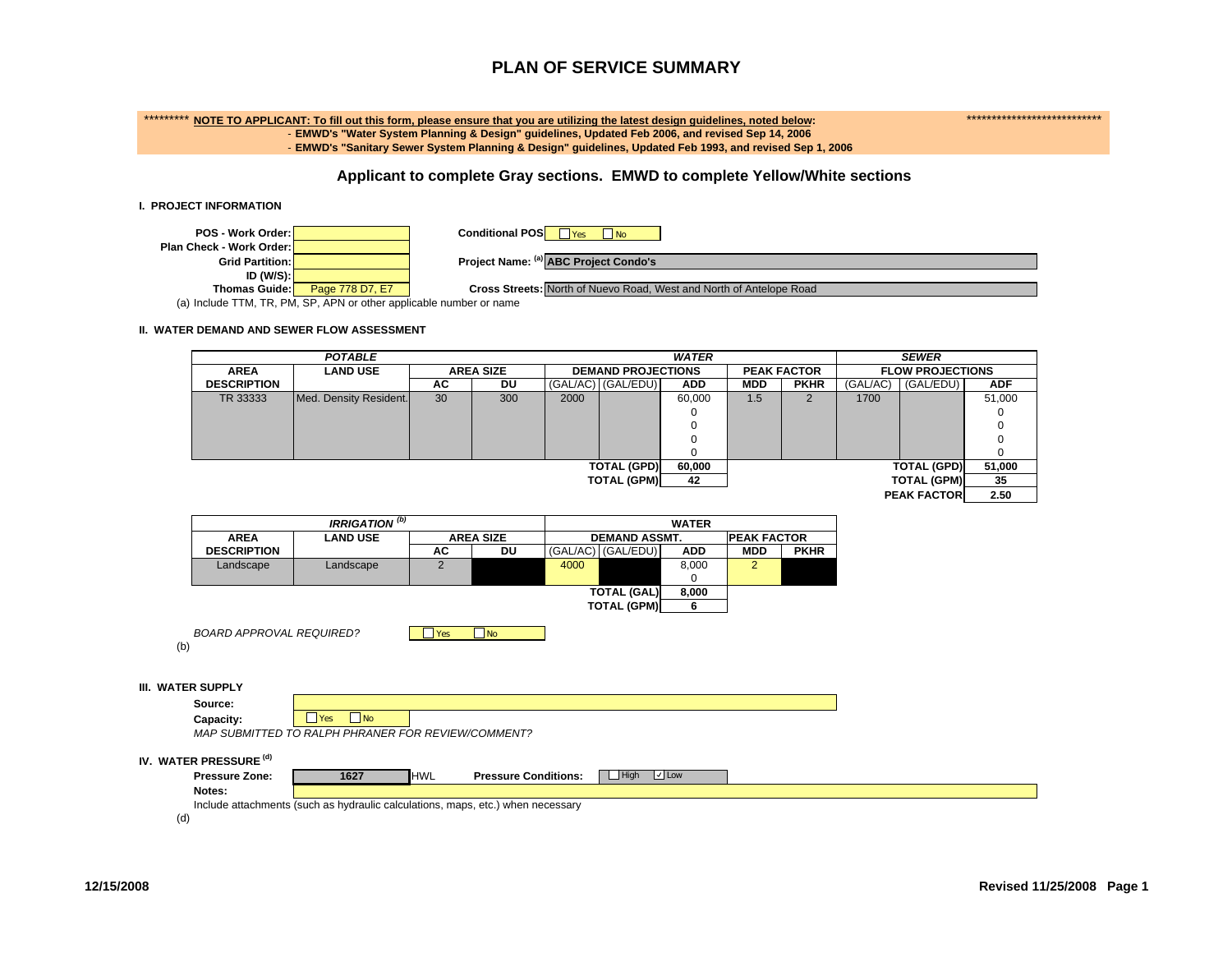# PLAN OF SERVICE SUMMARY

********* **NOTE TO APPLICANT: To fill out this form, please ensure that you are utilizing the latest design guidelines, noted below:** ***************************

- **EMWD's "Water System Planning & Design" guidelines, Updated Feb 2006, and revised Sep 14, 2006**
- **EMWD's "Sanitary Sewer System Planning & Design" guidelines, Updated Feb 1993, and revised Sep 1, 2006**

## Applicant to complete Gray sections. EMWD to complete Yellow/White sections

### I. PROJECT INFORMATION

**POS - Work Order:**

**Plan Check - Work Order:**

**Grid Partition:**

**ID (W/S):**

**Thomas Guide:** Page 778 D7, E7

**Conditional POS** ☐ Yes ☐ No

**Project Name:** [a] **ABC Project Condo's**

**Cross Streets:** North of Nuevo Road, West and North of Antelope Road

(a) Include TTM, TR, PM, SP, APN or other applicable number or name

### II. WATER DEMAND AND SEWER FLOW ASSESSMENT

| *POTABLE* | | | | *WATER* | | | | | *SEWER* | | |
|---|---|---|---|---|---|---|---|---|---|---|---|
| **AREA** | **LAND USE** | **AREA SIZE** | | **DEMAND PROJECTIONS** | | | **PEAK FACTOR** | | **FLOW PROJECTIONS** | | |
| **DESCRIPTION** | | **AC** | **DU** | (GAL/AC) | (GAL/EDU) | **ADD** | **MDD** | **PKHR** | (GAL/AC) | (GAL/EDU) | **ADF** |
| TR 33333 | Med. Density Resident. | 30 | 300 | 2000 | | 60,000 | 1.5 | 2 | 1700 | | 51,000 |
| | | | | | | 0 | | | | | 0 |
| | | | | | | 0 | | | | | 0 |
| | | | | | | 0 | | | | | 0 |
| | | | | | | 0 | | | | | 0 |
| | | | | | **TOTAL (GPD)** | **60,000** | | | | **TOTAL (GPD)** | **51,000** |
| | | | | | **TOTAL (GPM)** | **42** | | | | **TOTAL (GPM)** | **35** |
| | | | | | | | | | | **PEAK FACTOR** | **2.50** |

| *IRRIGATION* [b] | | | | **WATER** | | | | |
|---|---|---|---|---|---|---|---|---|
| **AREA** | **LAND USE** | **AREA SIZE** | | **DEMAND ASSMT.** | | | **PEAK FACTOR** | |
| **DESCRIPTION** | | **AC** | **DU** | (GAL/AC) | (GAL/EDU) | **ADD** | **MDD** | **PKHR** |
| Landscape | Landscape | 2 | | 4000 | | 8,000 | 2 | |
| | | | | | | 0 | | |
| | | | | | **TOTAL (GAL)** | **8,000** | | |
| | | | | | **TOTAL (GPM)** | **6** | | |

*BOARD APPROVAL REQUIRED?* ☐ Yes ☐ No

(b)

### III. WATER SUPPLY

**Source:**

**Capacity:** ☐ Yes ☐ No

*MAP SUBMITTED TO RALPH PHRANER FOR REVIEW/COMMENT?*

### IV. WATER PRESSURE [d]

**Pressure Zone:** 1627 HWL **Pressure Conditions:** ☐ High ☑ Low

**Notes:**

Include attachments (such as hydraulic calculations, maps, etc.) when necessary

(d)

12/15/2008 Revised 11/25/2008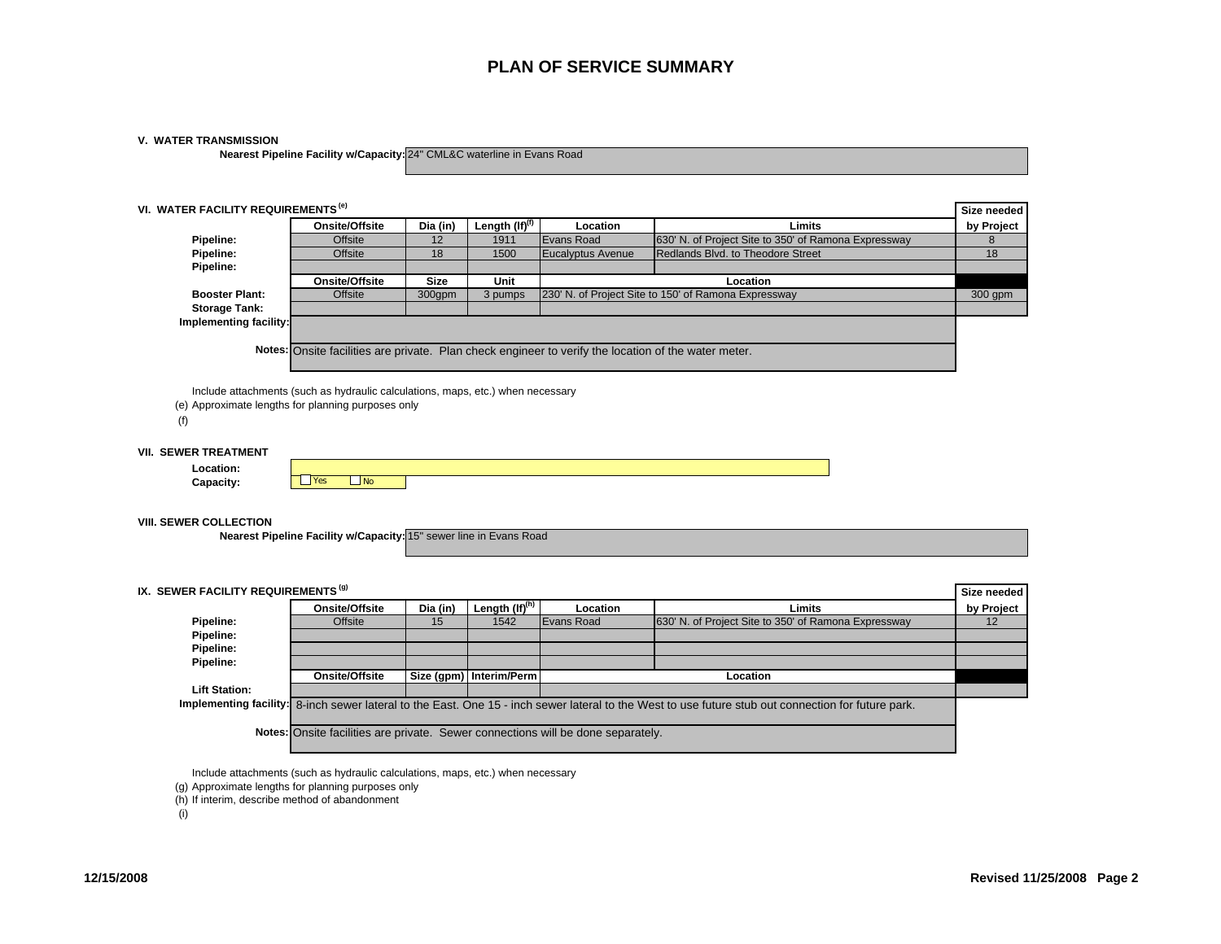# PLAN OF SERVICE SUMMARY

## V. WATER TRANSMISSION

**Nearest Pipeline Facility w/Capacity:** 24" CML&C waterline in Evans Road

## VI. WATER FACILITY REQUIREMENTS [e]

| | Onsite/Offsite | Dia (in) | Length (lf)[f] | Location | Limits | Size needed by Project |
|---|---|---|---|---|---|---|
| **Pipeline:** | Offsite | 12 | 1911 | Evans Road | 630' N. of Project Site to 350' of Ramona Expressway | 8 |
| **Pipeline:** | Offsite | 18 | 1500 | Eucalyptus Avenue | Redlands Blvd. to Theodore Street | 18 |
| **Pipeline:** | | | | | | |
| | **Onsite/Offsite** | **Size** | **Unit** | **Location** | | |
| **Booster Plant:** | Offsite | 300gpm | 3 pumps | 230' N. of Project Site to 150' of Ramona Expressway | | 300 gpm |
| **Storage Tank:** | | | | | | |

**Implementing facility:**

**Notes:** Onsite facilities are private. Plan check engineer to verify the location of the water meter.

Include attachments (such as hydraulic calculations, maps, etc.) when necessary

(e) Approximate lengths for planning purposes only

(f)

## VII. SEWER TREATMENT

**Location:**

**Capacity:** ☐ Yes ☐ No

## VIII. SEWER COLLECTION

**Nearest Pipeline Facility w/Capacity:** 15" sewer line in Evans Road

## IX. SEWER FACILITY REQUIREMENTS [g]

| | Onsite/Offsite | Dia (in) | Length (lf)[h] | Location | Limits | Size needed by Project |
|---|---|---|---|---|---|---|
| **Pipeline:** | Offsite | 15 | 1542 | Evans Road | 630' N. of Project Site to 350' of Ramona Expressway | 12 |
| **Pipeline:** | | | | | | |
| **Pipeline:** | | | | | | |
| **Pipeline:** | | | | | | |
| | **Onsite/Offsite** | **Size (gpm)** | **Interim/Perm** | **Location** | | |
| **Lift Station:** | | | | | | |

**Implementing facility:** 8-inch sewer lateral to the East. One 15 - inch sewer lateral to the West to use future stub out connection for future park.

**Notes:** Onsite facilities are private. Sewer connections will be done separately.

Include attachments (such as hydraulic calculations, maps, etc.) when necessary

(g) Approximate lengths for planning purposes only

(h) If interim, describe method of abandonment

(i)

12/15/2008

Revised 11/25/2008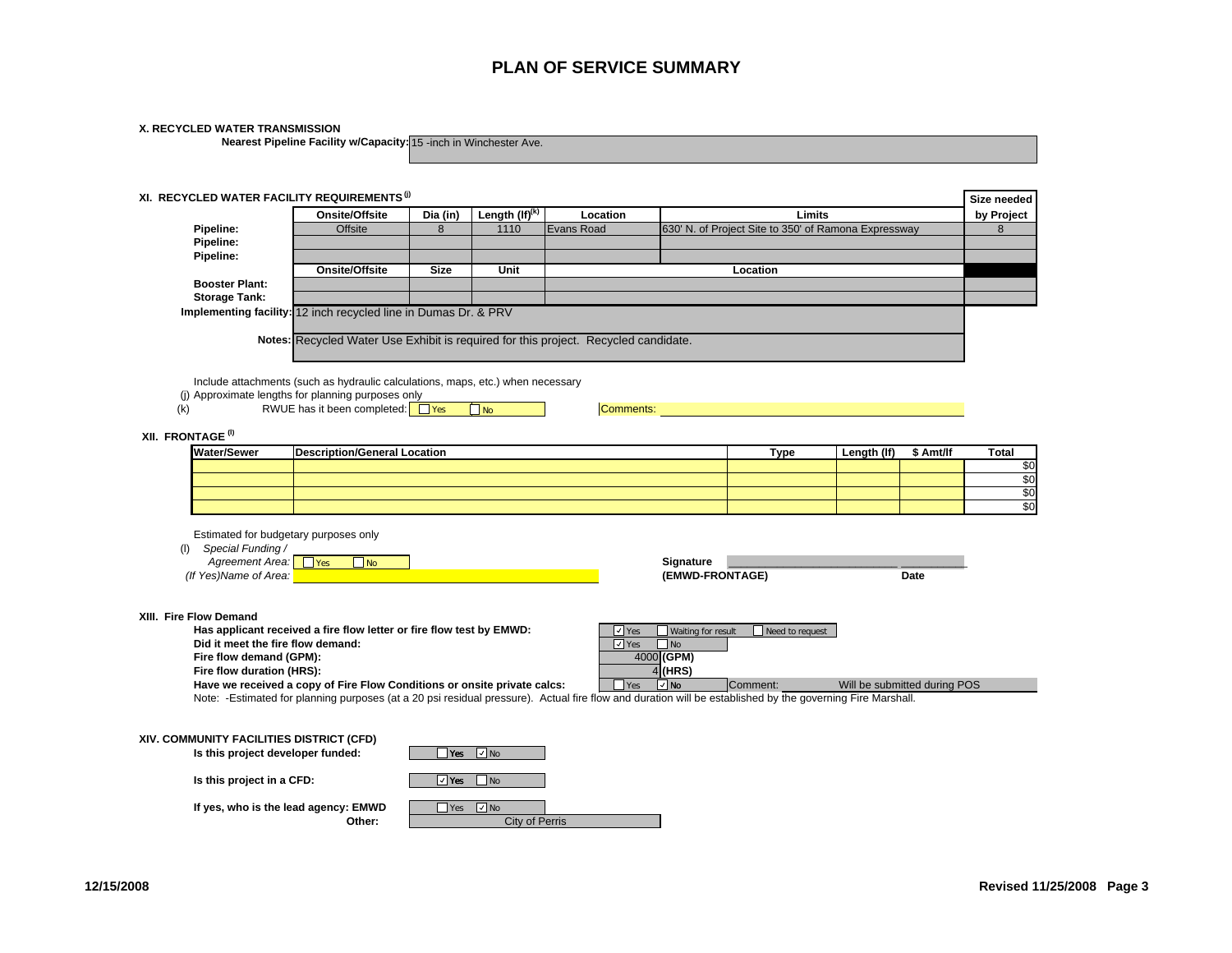# PLAN OF SERVICE SUMMARY

## X. RECYCLED WATER TRANSMISSION

**Nearest Pipeline Facility w/Capacity:** 15 -inch in Winchester Ave.

## XI. RECYCLED WATER FACILITY REQUIREMENTS [j]

| | Onsite/Offsite | Dia (in) | Length (lf)[k] | Location | Limits | Size needed by Project |
|---|---|---|---|---|---|---|
| **Pipeline:** | Offsite | 8 | 1110 | Evans Road | 630' N. of Project Site to 350' of Ramona Expressway | 8 |
| **Pipeline:** | | | | | | |
| **Pipeline:** | | | | | | |

| | Onsite/Offsite | Size | Unit | Location |
|---|---|---|---|---|
| **Booster Plant:** | | | | |
| **Storage Tank:** | | | | |

**Implementing facility:** 12 inch recycled line in Dumas Dr. & PRV

**Notes:** Recycled Water Use Exhibit is required for this project. Recycled candidate.

Include attachments (such as hydraulic calculations, maps, etc.) when necessary

(j) Approximate lengths for planning purposes only

(k) RWUE has it been completed: ☐ Yes ☐ No Comments:

## XII. FRONTAGE [l]

| Water/Sewer | Description/General Location | Type | Length (lf) | $ Amt/lf | Total |
|---|---|---|---|---|---|
| | | | | | $0 |
| | | | | | $0 |
| | | | | | $0 |
| | | | | | $0 |

Estimated for budgetary purposes only

(l) *Special Funding / Agreement Area:* ☐ Yes ☐ No

*(If Yes)Name of Area:*

**Signature (EMWD-FRONTAGE)** ______________________ **Date** ________

## XIII. Fire Flow Demand

**Has applicant received a fire flow letter or fire flow test by EMWD:** ☑ Yes ☐ Waiting for result ☐ Need to request

**Did it meet the fire flow demand:** ☑ Yes ☐ No

**Fire flow demand (GPM):** 4000 **(GPM)**

**Fire flow duration (HRS):** 4 **(HRS)**

**Have we received a copy of Fire Flow Conditions or onsite private calcs:** ☐ Yes ☑ No Comment: Will be submitted during POS

Note: -Estimated for planning purposes (at a 20 psi residual pressure). Actual fire flow and duration will be established by the governing Fire Marshall.

## XIV. COMMUNITY FACILITIES DISTRICT (CFD)

**Is this project developer funded:** ☐ Yes ☑ No

**Is this project in a CFD:** ☑ Yes ☐ No

**If yes, who is the lead agency: EMWD** ☐ Yes ☑ No

**Other:** City of Perris

12/15/2008 Revised 11/25/2008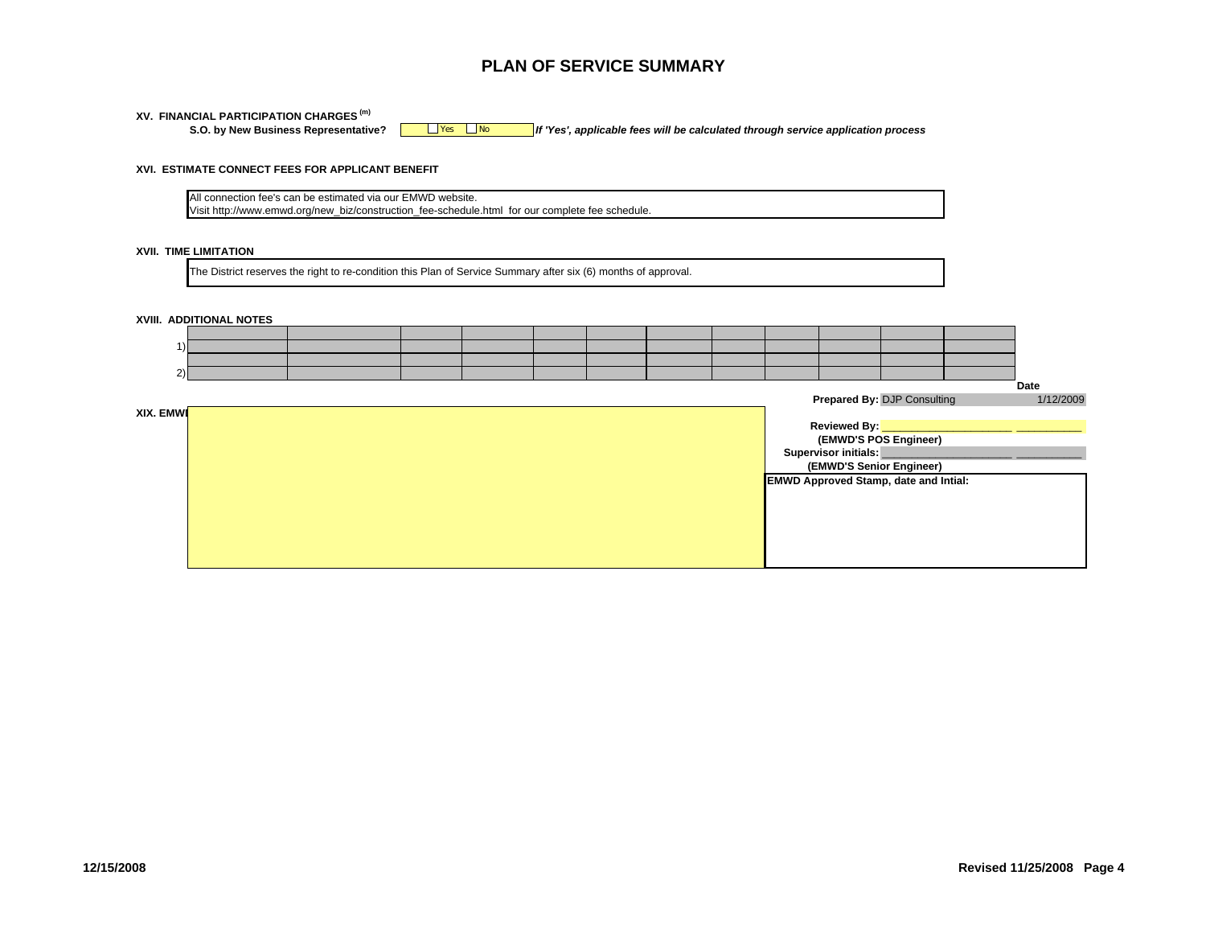# PLAN OF SERVICE SUMMARY

**XV. FINANCIAL PARTICIPATION CHARGES (m)**

**S.O. by New Business Representative?** ☐ Yes ☐ No *If 'Yes', applicable fees will be calculated through service application process*

**XVI. ESTIMATE CONNECT FEES FOR APPLICANT BENEFIT**

All connection fee's can be estimated via our EMWD website.
Visit http://www.emwd.org/new_biz/construction_fee-schedule.html for our complete fee schedule.

**XVII. TIME LIMITATION**

The District reserves the right to re-condition this Plan of Service Summary after six (6) months of approval.

**XVIII. ADDITIONAL NOTES**

1)

2)

**XIX. EMWI**

| | | |
|---|---|---|
| | | **Date** |
| **Prepared By:** | DJP Consulting | 1/12/2009 |
| **Reviewed By:** | ____________________ | __________ |
| | **(EMWD'S POS Engineer)** | |
| **Supervisor initials:** | ____________________ | __________ |
| | **(EMWD'S Senior Engineer)** | |

**EMWD Approved Stamp, date and Intial:**

12/15/2008

Revised 11/25/2008